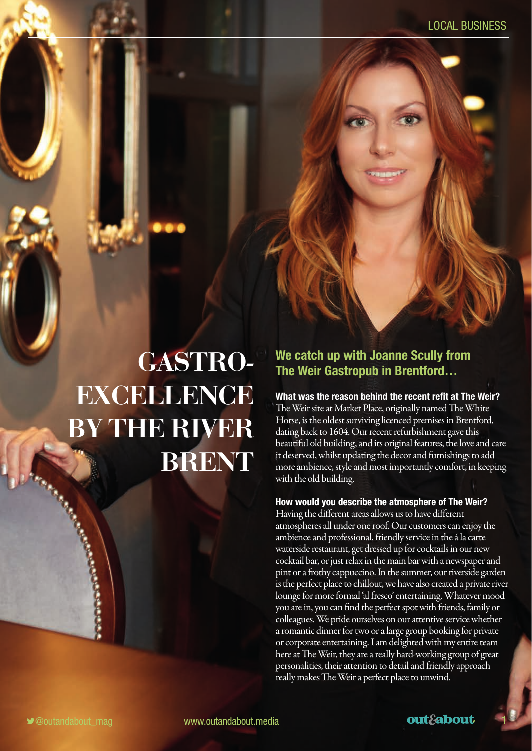# GASTRO-EXCELLENCE BY THE RIVER BRENT

## We catch up with Joanne Scully from The Weir Gastropub in Brentford…

**What was the reason behind the recent refit at The Weir?**

The Weir site at Market Place, originally named The White Horse, is the oldest surviving licenced premises in Brentford, dating back to 1604. Our recent refurbishment gave this beautiful old building, and its original features, the love and care it deserved, whilst updating the decor and furnishings to add more ambience, style and most importantly comfort, in keeping with the old building.

**How would you describe the atmosphere of The Weir?**

Having the different areas allows us to have different atmospheres all under one roof. Our customers can enjoy the ambience and professional, friendly service in the á la carte waterside restaurant, get dressed up for cocktails in our new cocktail bar, or just relax in the main bar with a newspaper and pint or a frothy cappuccino. In the summer, our riverside garden is the perfect place to chillout, we have also created a private river lounge for more formal 'al fresco' entertaining. Whatever mood you are in, you can find the perfect spot with friends, family or colleagues. We pride ourselves on our attentive service whether a romantic dinner for two or a large group booking for private or corporate entertaining. I am delighted with my entire team here at The Weir, they are a really hard-working group of great personalities, their attention to detail and friendly approach really makes The Weir a perfect place to unwind.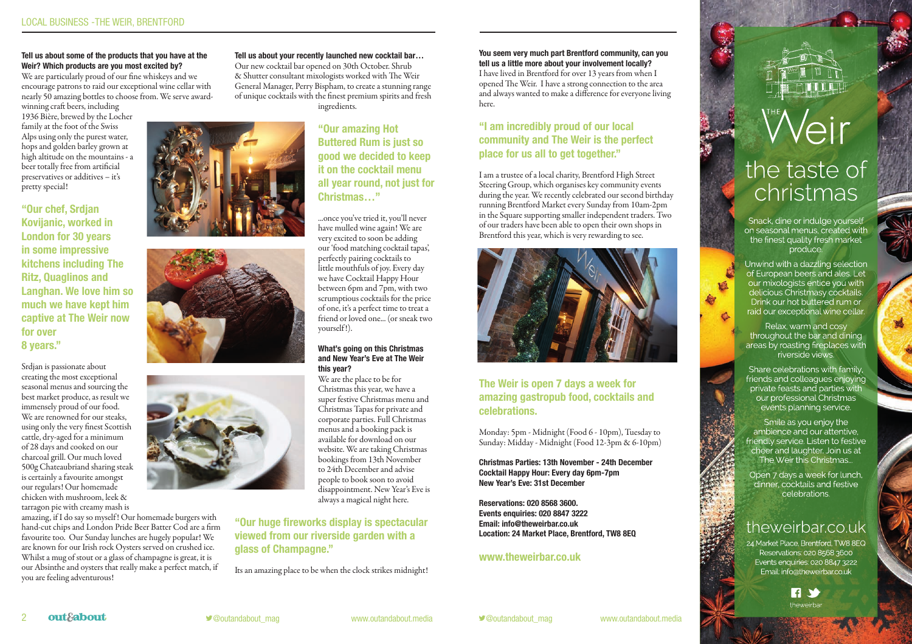## LOCAL BUSINESS -THE WEIR, BRENTFORD

**Tell us about some of the products that you have at the Weir? Which products are you most excited by?**

We are particularly proud of our fine whiskeys and we encourage patrons to raid our exceptional wine cellar with nearly 50 amazing bottles to choose from. We serve award-winning craft beers, including 1936 Bière, brewed by the Locher family at the foot of the Swiss Alps using only the purest water, hops and golden barley grown at high altitude on the mountains - a beer totally free from artificial preservatives or additives – it's pretty special!

**"Our chef, Srdjan Kovijanic, worked in London for 30 years in some impressive kitchens including The Ritz, Quaglinos and Langhan. We love him so much we have kept him captive at The Weir now for over 8 years."**

Srdjan is passionate about creating the most exceptional seasonal menus and sourcing the best market produce, as result we immensely proud of our food. We are renowned for our steaks, using only the very finest Scottish cattle, dry-aged for a minimum of 28 days and cooked on our charcoal grill. Our much loved 500g Chateaubriand sharing steak is certainly a favourite amongst our regulars! Our homemade chicken with mushroom, leek & tarragon pie with creamy mash is amazing, if I do say so myself! Our homemade burgers with hand-cut chips and London Pride Beer Batter Cod are a firm favourite too. Our Sunday lunches are hugely popular! We are known for our Irish rock Oysters served on crushed ice. Whilst a mug of stout or a glass of champagne is great, it is our Absinthe and oysters that really make a perfect match, if you are feeling adventurous!

**Tell us about your recently launched new cocktail bar…**

Our new cocktail bar opened on 30th October. Shrub & Shutter consultant mixologists worked with The Weir General Manager, Perry Bispham, to create a stunning range of unique cocktails with the finest premium spirits and fresh ingredients.

**"Our amazing Hot Buttered Rum is just so good we decided to keep it on the cocktail menu all year round, not just for Christmas…"**

...once you've tried it, you'll never have mulled wine again! We are very excited to soon be adding our 'food matching cocktail tapas,' perfectly pairing cocktails to little mouthfuls of joy. Every day we have Cocktail Happy Hour between 6pm and 7pm, with two scrumptious cocktails for the price of one, it's a perfect time to treat a friend or loved one... (or sneak two yourself!).

**What's going on this Christmas and New Year's Eve at The Weir this year?**

We are the place to be for Christmas this year, we have a super festive Christmas menu and Christmas Tapas for private and corporate parties. Full Christmas menus and a booking pack is available for download on our website. We are taking Christmas bookings from 13th November to 24th December and advise people to book soon to avoid disappointment. New Year's Eve is always a magical night here.

**"Our huge fireworks display is spectacular viewed from our riverside garden with a glass of Champagne."**

Its an amazing place to be when the clock strikes midnight!

**You seem very much part Brentford community, can you tell us a little more about your involvement locally?**

I have lived in Brentford for over 13 years from when I opened The Weir. I have a strong connection to the area and always wanted to make a difference for everyone living here.

**"I am incredibly proud of our local community and The Weir is the perfect place for us all to get together."**

I am a trustee of a local charity, Brentford High Street Steering Group, which organises key community events during the year. We recently celebrated our second birthday running Brentford Market every Sunday from 10am-2pm in the Square supporting smaller independent traders. Two of our traders have been able to open their own shops in Brentford this year, which is very rewarding to see.

**The Weir is open 7 days a week for amazing gastropub food, cocktails and celebrations.**

Monday: 5pm - Midnight (Food 6 - 10pm), Tuesday to Sunday: Midday - Midnight (Food 12-3pm & 6-10pm)

**Christmas Parties: 13th November - 24th December**
**Cocktail Happy Hour: Every day 6pm-7pm**
**New Year's Eve: 31st December**

**Reservations: 020 8568 3600.**
**Events enquiries: 020 8847 3222**
**Email: info@theweirbar.co.uk**
**Location: 24 Market Place, Brentford, TW8 8EQ**

**www.theweirbar.co.uk**

# THE Weir

## the taste of christmas

Snack, dine or indulge yourself on seasonal menus, created with the finest quality fresh market produce.

Unwind with a dazzling selection of European beers and ales. Let our mixologists entice you with delicious Christmasy cocktails. Drink our hot buttered rum or raid our exceptional wine cellar.

Relax, warm and cosy throughout the bar and dining areas by roasting fireplaces with riverside views.

Share celebrations with family, friends and colleagues enjoying private feasts and parties with our professional Christmas events planning service.

Smile as you enjoy the ambience and our attentive, friendly service. Listen to festive cheer and laughter. Join us at The Weir this Christmas...

Open 7 days a week for lunch, dinner, cocktails and festive celebrations.

## theweirbar.co.uk

24 Market Place, Brentford, TW8 8EQ
Reservations: 020 8568 3600
Events enquiries: 020 8847 3222
Email: info@theweirbar.co.uk

theweirbar